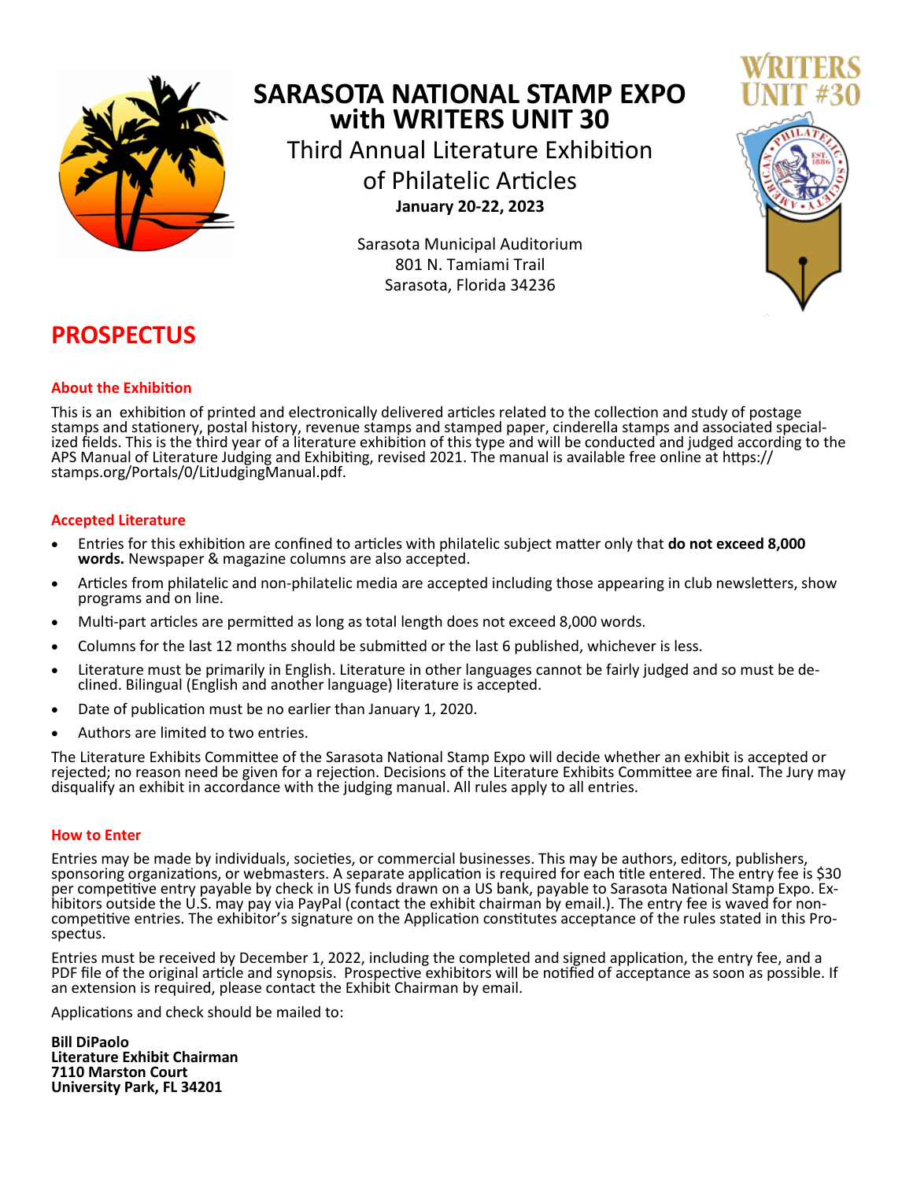# SARASOTA NATIONAL STAMP EXPO with WRITERS UNIT 30

Third Annual Literature Exhibition of Philatelic Articles

**January 20-22, 2023**

Sarasota Municipal Auditorium
801 N. Tamiami Trail
Sarasota, Florida 34236

## PROSPECTUS

### About the Exhibition

This is an exhibition of printed and electronically delivered articles related to the collection and study of postage stamps and stationery, postal history, revenue stamps and stamped paper, cinderella stamps and associated specialized fields. This is the third year of a literature exhibition of this type and will be conducted and judged according to the APS Manual of Literature Judging and Exhibiting, revised 2021. The manual is available free online at https://stamps.org/Portals/0/LitJudgingManual.pdf.

### Accepted Literature

- Entries for this exhibition are confined to articles with philatelic subject matter only that **do not exceed 8,000 words.** Newspaper & magazine columns are also accepted.
- Articles from philatelic and non-philatelic media are accepted including those appearing in club newsletters, show programs and on line.
- Multi-part articles are permitted as long as total length does not exceed 8,000 words.
- Columns for the last 12 months should be submitted or the last 6 published, whichever is less.
- Literature must be primarily in English. Literature in other languages cannot be fairly judged and so must be declined. Bilingual (English and another language) literature is accepted.
- Date of publication must be no earlier than January 1, 2020.
- Authors are limited to two entries.

The Literature Exhibits Committee of the Sarasota National Stamp Expo will decide whether an exhibit is accepted or rejected; no reason need be given for a rejection. Decisions of the Literature Exhibits Committee are final. The Jury may disqualify an exhibit in accordance with the judging manual. All rules apply to all entries.

### How to Enter

Entries may be made by individuals, societies, or commercial businesses. This may be authors, editors, publishers, sponsoring organizations, or webmasters. A separate application is required for each title entered. The entry fee is $30 per competitive entry payable by check in US funds drawn on a US bank, payable to Sarasota National Stamp Expo. Exhibitors outside the U.S. may pay via PayPal (contact the exhibit chairman by email.). The entry fee is waved for non-competitive entries. The exhibitor's signature on the Application constitutes acceptance of the rules stated in this Prospectus.

Entries must be received by December 1, 2022, including the completed and signed application, the entry fee, and a PDF file of the original article and synopsis. Prospective exhibitors will be notified of acceptance as soon as possible. If an extension is required, please contact the Exhibit Chairman by email.

Applications and check should be mailed to:

**Bill DiPaolo**
**Literature Exhibit Chairman**
**7110 Marston Court**
**University Park, FL 34201**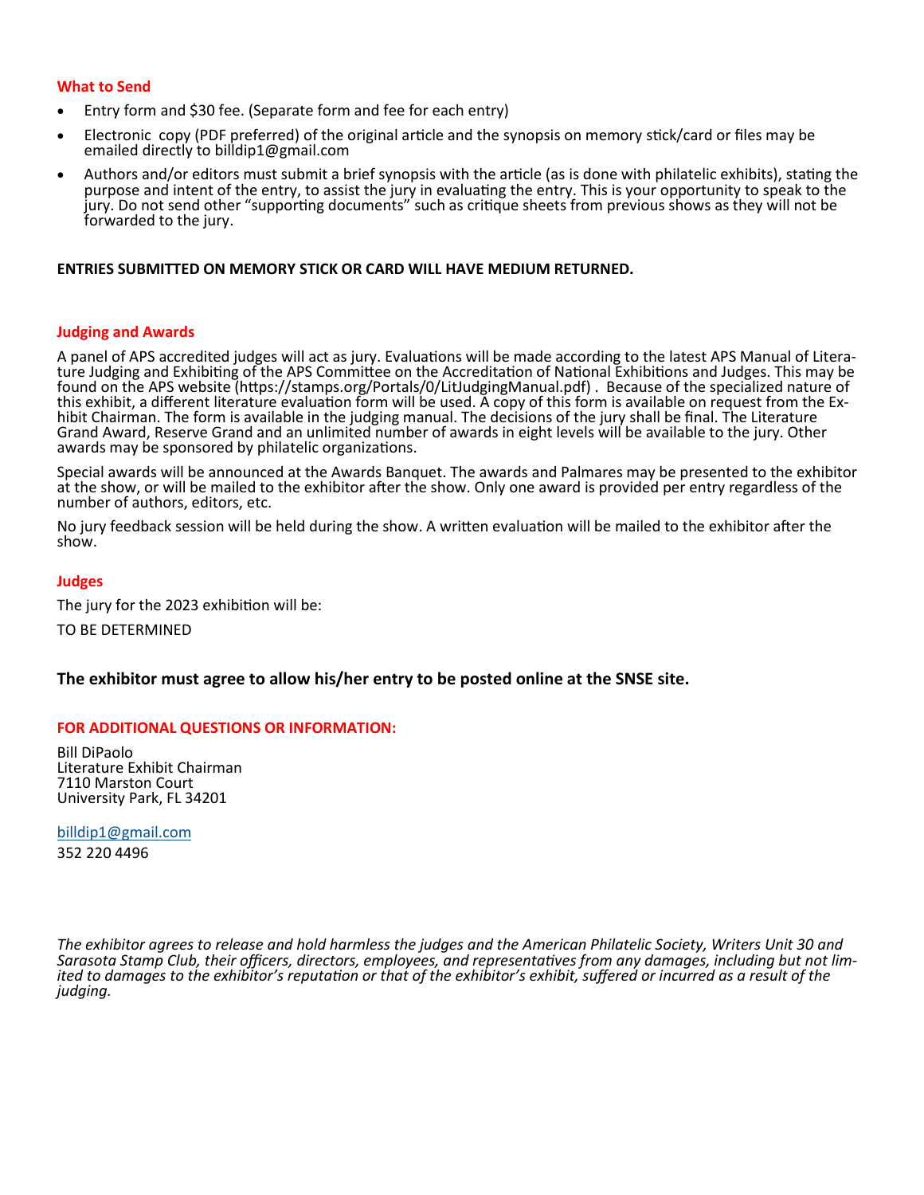## What to Send

- Entry form and $30 fee. (Separate form and fee for each entry)
- Electronic copy (PDF preferred) of the original article and the synopsis on memory stick/card or files may be emailed directly to billdip1@gmail.com
- Authors and/or editors must submit a brief synopsis with the article (as is done with philatelic exhibits), stating the purpose and intent of the entry, to assist the jury in evaluating the entry. This is your opportunity to speak to the jury. Do not send other "supporting documents" such as critique sheets from previous shows as they will not be forwarded to the jury.

**ENTRIES SUBMITTED ON MEMORY STICK OR CARD WILL HAVE MEDIUM RETURNED.**

## Judging and Awards

A panel of APS accredited judges will act as jury. Evaluations will be made according to the latest APS Manual of Literature Judging and Exhibiting of the APS Committee on the Accreditation of National Exhibitions and Judges. This may be found on the APS website (https://stamps.org/Portals/0/LitJudgingManual.pdf) . Because of the specialized nature of this exhibit, a different literature evaluation form will be used. A copy of this form is available on request from the Exhibit Chairman. The form is available in the judging manual. The decisions of the jury shall be final. The Literature Grand Award, Reserve Grand and an unlimited number of awards in eight levels will be available to the jury. Other awards may be sponsored by philatelic organizations.

Special awards will be announced at the Awards Banquet. The awards and Palmares may be presented to the exhibitor at the show, or will be mailed to the exhibitor after the show. Only one award is provided per entry regardless of the number of authors, editors, etc.

No jury feedback session will be held during the show. A written evaluation will be mailed to the exhibitor after the show.

## Judges

The jury for the 2023 exhibition will be:

TO BE DETERMINED

**The exhibitor must agree to allow his/her entry to be posted online at the SNSE site.**

## FOR ADDITIONAL QUESTIONS OR INFORMATION:

Bill DiPaolo
Literature Exhibit Chairman
7110 Marston Court
University Park, FL 34201

billdip1@gmail.com
352 220 4496

*The exhibitor agrees to release and hold harmless the judges and the American Philatelic Society, Writers Unit 30 and Sarasota Stamp Club, their officers, directors, employees, and representatives from any damages, including but not limited to damages to the exhibitor's reputation or that of the exhibitor's exhibit, suffered or incurred as a result of the judging.*